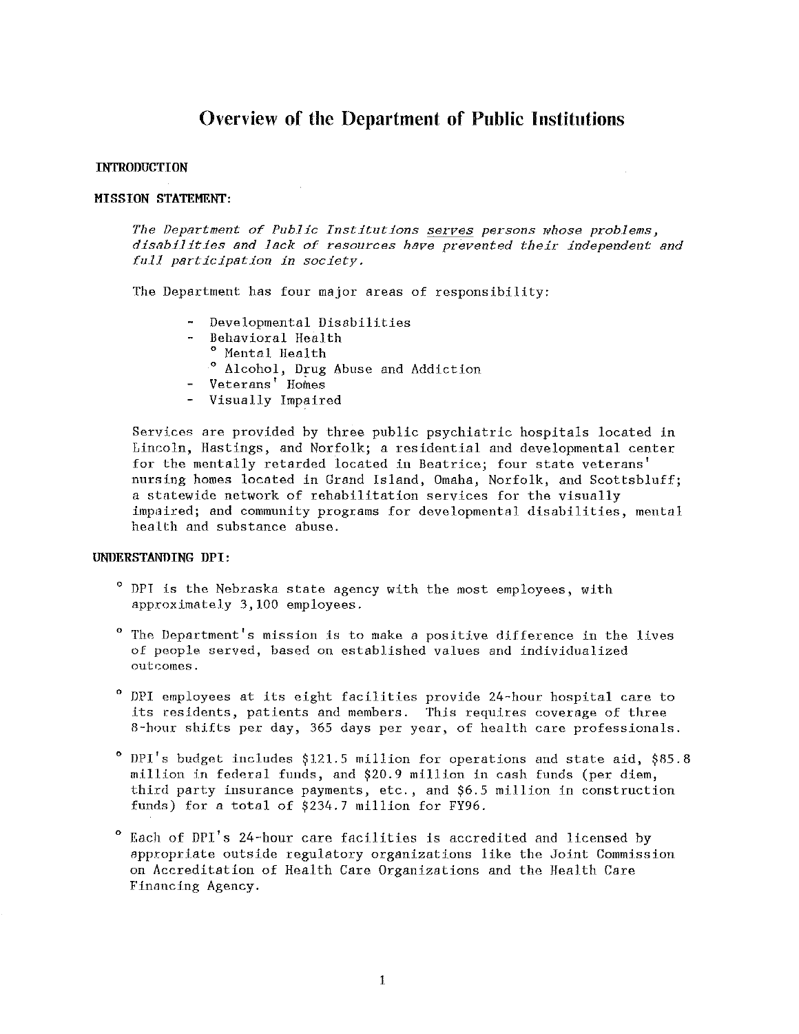# Overview of the Department of Public Institutions

**INTRODUCTION**

**MISSION STATEMENT:**

*The Department of Public Institutions* ***serves*** *persons whose problems, disabilities and lack of resources have prevented their independent and full participation in society.*

The Department has four major areas of responsibility:

- Developmental Disabilities
- Behavioral Health
  - Mental Health
  - Alcohol, Drug Abuse and Addiction
- Veterans' Homes
- Visually Impaired

Services are provided by three public psychiatric hospitals located in Lincoln, Hastings, and Norfolk; a residential and developmental center for the mentally retarded located in Beatrice; four state veterans' nursing homes located in Grand Island, Omaha, Norfolk, and Scottsbluff; a statewide network of rehabilitation services for the visually impaired; and community programs for developmental disabilities, mental health and substance abuse.

**UNDERSTANDING DPI:**

- DPI is the Nebraska state agency with the most employees, with approximately 3,100 employees.

- The Department's mission is to make a positive difference in the lives of people served, based on established values and individualized outcomes.

- DPI employees at its eight facilities provide 24-hour hospital care to its residents, patients and members. This requires coverage of three 8-hour shifts per day, 365 days per year, of health care professionals.

- DPI's budget includes $121.5 million for operations and state aid, $85.8 million in federal funds, and $20.9 million in cash funds (per diem, third party insurance payments, etc., and $6.5 million in construction funds) for a total of $234.7 million for FY96.

- Each of DPI's 24-hour care facilities is accredited and licensed by appropriate outside regulatory organizations like the Joint Commission on Accreditation of Health Care Organizations and the Health Care Financing Agency.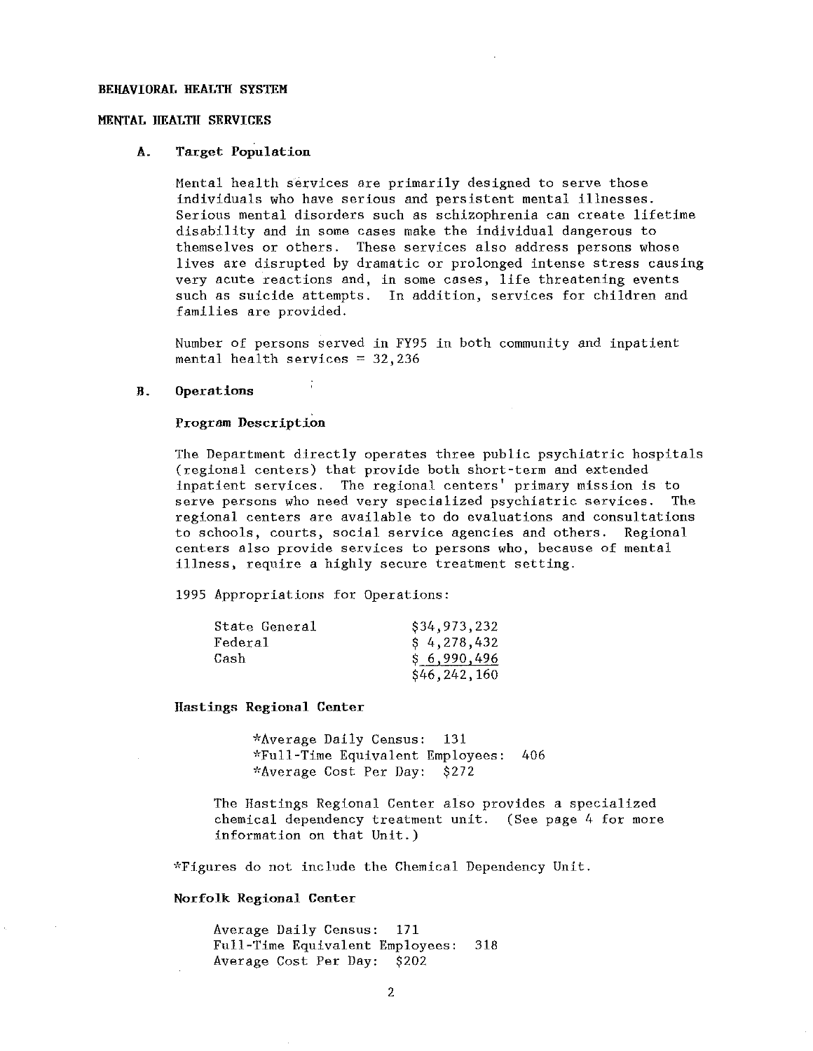# BEHAVIORAL HEALTH SYSTEM

## MENTAL HEALTH SERVICES

### A. Target Population

Mental health services are primarily designed to serve those individuals who have serious and persistent mental illnesses. Serious mental disorders such as schizophrenia can create lifetime disability and in some cases make the individual dangerous to themselves or others. These services also address persons whose lives are disrupted by dramatic or prolonged intense stress causing very acute reactions and, in some cases, life threatening events such as suicide attempts. In addition, services for children and families are provided.

Number of persons served in FY95 in both community and inpatient mental health services = 32,236

### B. Operations

**Program Description**

The Department directly operates three public psychiatric hospitals (regional centers) that provide both short-term and extended inpatient services. The regional centers' primary mission is to serve persons who need very specialized psychiatric services. The regional centers are available to do evaluations and consultations to schools, courts, social service agencies and others. Regional centers also provide services to persons who, because of mental illness, require a highly secure treatment setting.

1995 Appropriations for Operations:

| | |
|---|---|
| State General | $34,973,232 |
| Federal | $ 4,278,432 |
| Cash | $ 6,990,496 |
| | $46,242,160 |

**Hastings Regional Center**

*Average Daily Census: 131
*Full-Time Equivalent Employees: 406
*Average Cost Per Day: $272

The Hastings Regional Center also provides a specialized chemical dependency treatment unit. (See page 4 for more information on that Unit.)

*Figures do not include the Chemical Dependency Unit.

**Norfolk Regional Center**

Average Daily Census: 171
Full-Time Equivalent Employees: 318
Average Cost Per Day: $202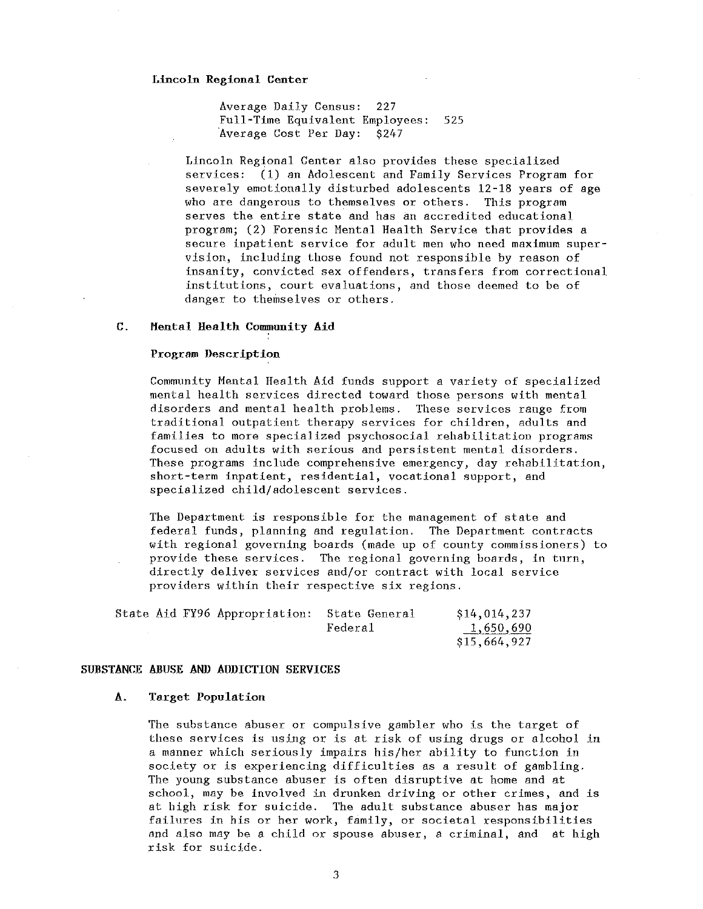**Lincoln Regional Center**

Average Daily Census: 227
Full-Time Equivalent Employees: 525
Average Cost Per Day: $247

Lincoln Regional Center also provides these specialized services: (1) an Adolescent and Family Services Program for severely emotionally disturbed adolescents 12-18 years of age who are dangerous to themselves or others. This program serves the entire state and has an accredited educational program; (2) Forensic Mental Health Service that provides a secure inpatient service for adult men who need maximum supervision, including those found not responsible by reason of insanity, convicted sex offenders, transfers from correctional institutions, court evaluations, and those deemed to be of danger to themselves or others.

### C. Mental Health Community Aid

**Program Description**

Community Mental Health Aid funds support a variety of specialized mental health services directed toward those persons with mental disorders and mental health problems. These services range from traditional outpatient therapy services for children, adults and families to more specialized psychosocial rehabilitation programs focused on adults with serious and persistent mental disorders. These programs include comprehensive emergency, day rehabilitation, short-term inpatient, residential, vocational support, and specialized child/adolescent services.

The Department is responsible for the management of state and federal funds, planning and regulation. The Department contracts with regional governing boards (made up of county commissioners) to provide these services. The regional governing boards, in turn, directly deliver services and/or contract with local service providers within their respective six regions.

| State Aid FY96 Appropriation: | State General | $14,014,237 |
|---|---|---|
| | Federal | 1,650,690 |
| | | $15,664,927 |

## SUBSTANCE ABUSE AND ADDICTION SERVICES

### A. Target Population

The substance abuser or compulsive gambler who is the target of these services is using or is at risk of using drugs or alcohol in a manner which seriously impairs his/her ability to function in society or is experiencing difficulties as a result of gambling. The young substance abuser is often disruptive at home and at school, may be involved in drunken driving or other crimes, and is at high risk for suicide. The adult substance abuser has major failures in his or her work, family, or societal responsibilities and also may be a child or spouse abuser, a criminal, and at high risk for suicide.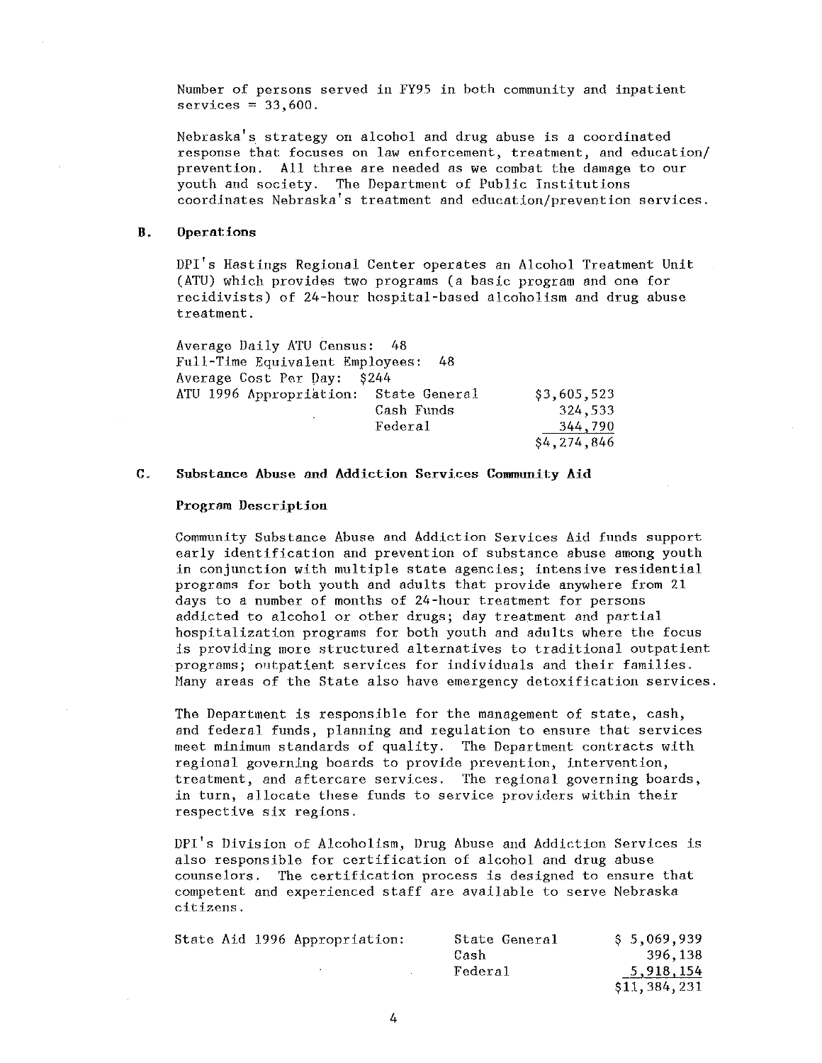Number of persons served in FY95 in both community and inpatient services = 33,600.

Nebraska's strategy on alcohol and drug abuse is a coordinated response that focuses on law enforcement, treatment, and education/prevention. All three are needed as we combat the damage to our youth and society. The Department of Public Institutions coordinates Nebraska's treatment and education/prevention services.

## B. Operations

DPI's Hastings Regional Center operates an Alcohol Treatment Unit (ATU) which provides two programs (a basic program and one for recidivists) of 24-hour hospital-based alcoholism and drug abuse treatment.

Average Daily ATU Census: 48
Full-Time Equivalent Employees: 48
Average Cost Per Day: $244

| ATU 1996 Appropriation: | State General | $3,605,523 |
|---|---|---|
| | Cash Funds | 324,533 |
| | Federal | 344,790 |
| | | $4,274,846 |

## C. Substance Abuse and Addiction Services Community Aid

### Program Description

Community Substance Abuse and Addiction Services Aid funds support early identification and prevention of substance abuse among youth in conjunction with multiple state agencies; intensive residential programs for both youth and adults that provide anywhere from 21 days to a number of months of 24-hour treatment for persons addicted to alcohol or other drugs; day treatment and partial hospitalization programs for both youth and adults where the focus is providing more structured alternatives to traditional outpatient programs; outpatient services for individuals and their families. Many areas of the State also have emergency detoxification services.

The Department is responsible for the management of state, cash, and federal funds, planning and regulation to ensure that services meet minimum standards of quality. The Department contracts with regional governing boards to provide prevention, intervention, treatment, and aftercare services. The regional governing boards, in turn, allocate these funds to service providers within their respective six regions.

DPI's Division of Alcoholism, Drug Abuse and Addiction Services is also responsible for certification of alcohol and drug abuse counselors. The certification process is designed to ensure that competent and experienced staff are available to serve Nebraska citizens.

| State Aid 1996 Appropriation: | State General | $ 5,069,939 |
|---|---|---|
| | Cash | 396,138 |
| | Federal | 5,918,154 |
| | | $11,384,231 |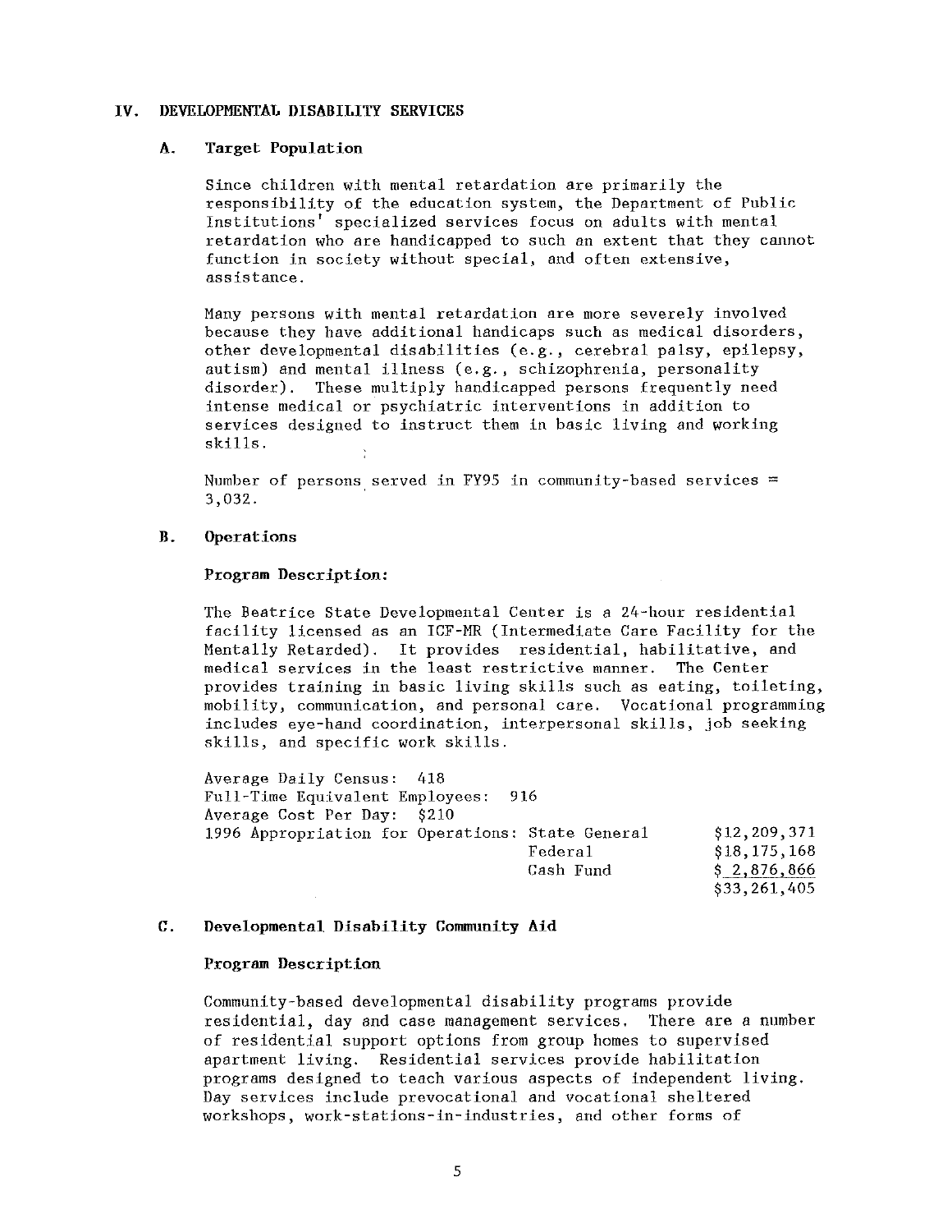## IV. DEVELOPMENTAL DISABILITY SERVICES

### A. Target Population

Since children with mental retardation are primarily the responsibility of the education system, the Department of Public Institutions' specialized services focus on adults with mental retardation who are handicapped to such an extent that they cannot function in society without special, and often extensive, assistance.

Many persons with mental retardation are more severely involved because they have additional handicaps such as medical disorders, other developmental disabilities (e.g., cerebral palsy, epilepsy, autism) and mental illness (e.g., schizophrenia, personality disorder). These multiply handicapped persons frequently need intense medical or psychiatric interventions in addition to services designed to instruct them in basic living and working skills.

Number of persons served in FY95 in community-based services = 3,032.

### B. Operations

**Program Description:**

The Beatrice State Developmental Center is a 24-hour residential facility licensed as an ICF-MR (Intermediate Care Facility for the Mentally Retarded). It provides residential, habilitative, and medical services in the least restrictive manner. The Center provides training in basic living skills such as eating, toileting, mobility, communication, and personal care. Vocational programming includes eye-hand coordination, interpersonal skills, job seeking skills, and specific work skills.

Average Daily Census: 418
Full-Time Equivalent Employees: 916
Average Cost Per Day: $210

| 1996 Appropriation for Operations: | | |
|---|---|---|
| | State General | $12,209,371 |
| | Federal | $18,175,168 |
| | Cash Fund | $ 2,876,866 |
| | | $33,261,405 |

### C. Developmental Disability Community Aid

**Program Description**

Community-based developmental disability programs provide residential, day and case management services. There are a number of residential support options from group homes to supervised apartment living. Residential services provide habilitation programs designed to teach various aspects of independent living. Day services include prevocational and vocational sheltered workshops, work-stations-in-industries, and other forms of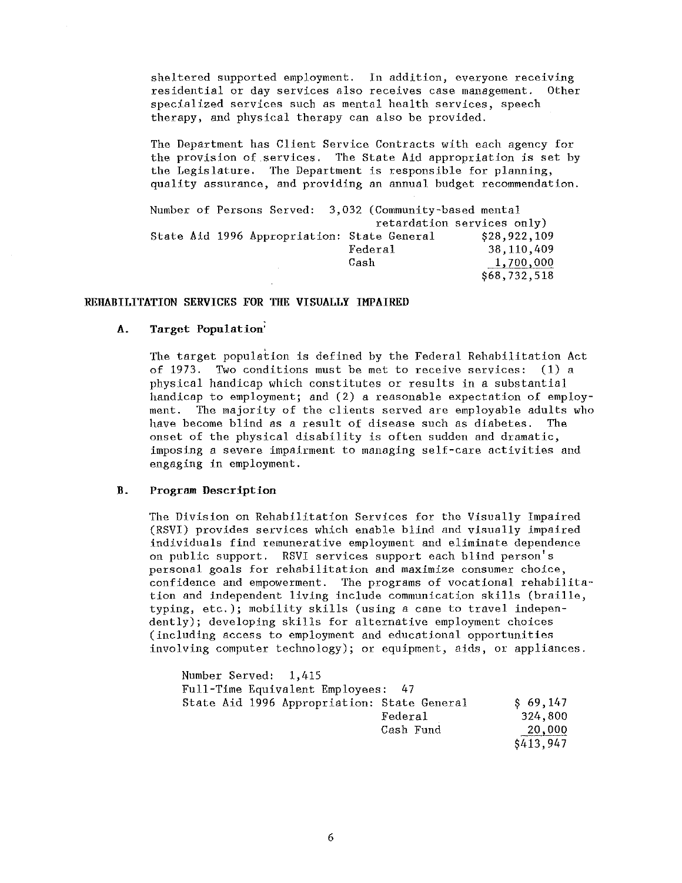sheltered supported employment. In addition, everyone receiving residential or day services also receives case management. Other specialized services such as mental health services, speech therapy, and physical therapy can also be provided.

The Department has Client Service Contracts with each agency for the provision of services. The State Aid appropriation is set by the Legislature. The Department is responsible for planning, quality assurance, and providing an annual budget recommendation.

Number of Persons Served: 3,032 (Community-based mental retardation services only)

| State Aid 1996 Appropriation: | State General | $28,922,109 |
|---|---|---|
| | Federal | 38,110,409 |
| | Cash | 1,700,000 |
| | | $68,732,518 |

## REHABILITATION SERVICES FOR THE VISUALLY IMPAIRED

### A. Target Population

The target population is defined by the Federal Rehabilitation Act of 1973. Two conditions must be met to receive services: (1) a physical handicap which constitutes or results in a substantial handicap to employment; and (2) a reasonable expectation of employment. The majority of the clients served are employable adults who have become blind as a result of disease such as diabetes. The onset of the physical disability is often sudden and dramatic, imposing a severe impairment to managing self-care activities and engaging in employment.

### B. Program Description

The Division on Rehabilitation Services for the Visually Impaired (RSVI) provides services which enable blind and visually impaired individuals find remunerative employment and eliminate dependence on public support. RSVI services support each blind person's personal goals for rehabilitation and maximize consumer choice, confidence and empowerment. The programs of vocational rehabilitation and independent living include communication skills (braille, typing, etc.); mobility skills (using a cane to travel independently); developing skills for alternative employment choices (including access to employment and educational opportunities involving computer technology); or equipment, aids, or appliances.

Number Served: 1,415

Full-Time Equivalent Employees: 47

| State Aid 1996 Appropriation: | State General | $ 69,147 |
|---|---|---|
| | Federal | 324,800 |
| | Cash Fund | 20,000 |
| | | $413,947 |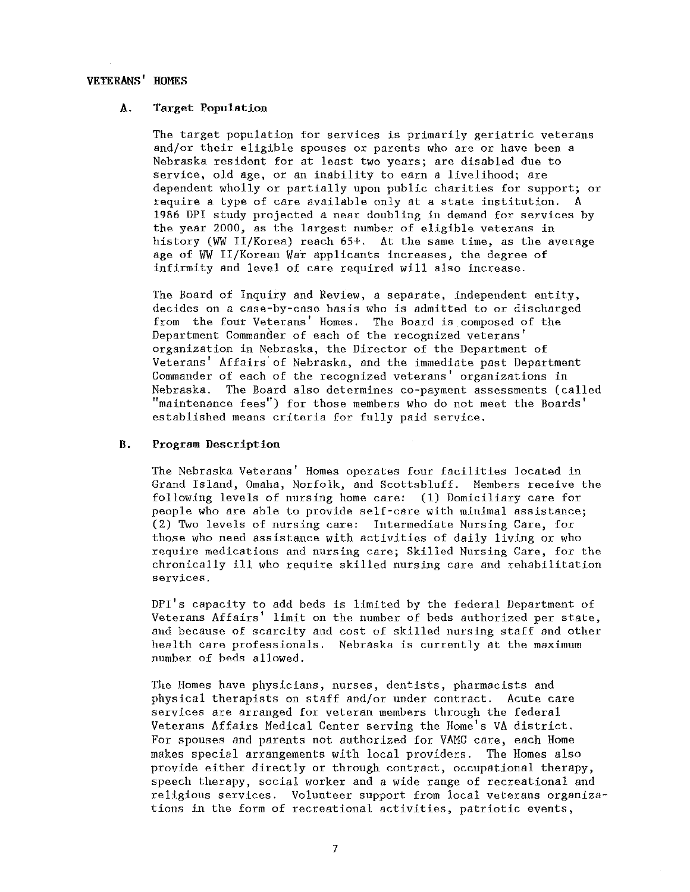## VETERANS' HOMES

### A. Target Population

The target population for services is primarily geriatric veterans and/or their eligible spouses or parents who are or have been a Nebraska resident for at least two years; are disabled due to service, old age, or an inability to earn a livelihood; are dependent wholly or partially upon public charities for support; or require a type of care available only at a state institution. A 1986 DPI study projected a near doubling in demand for services by the year 2000, as the largest number of eligible veterans in history (WW II/Korea) reach 65+. At the same time, as the average age of WW II/Korean War applicants increases, the degree of infirmity and level of care required will also increase.

The Board of Inquiry and Review, a separate, independent entity, decides on a case-by-case basis who is admitted to or discharged from the four Veterans' Homes. The Board is composed of the Department Commander of each of the recognized veterans' organization in Nebraska, the Director of the Department of Veterans' Affairs of Nebraska, and the immediate past Department Commander of each of the recognized veterans' organizations in Nebraska. The Board also determines co-payment assessments (called "maintenance fees") for those members who do not meet the Boards' established means criteria for fully paid service.

### B. Program Description

The Nebraska Veterans' Homes operates four facilities located in Grand Island, Omaha, Norfolk, and Scottsbluff. Members receive the following levels of nursing home care: (1) Domiciliary care for people who are able to provide self-care with minimal assistance; (2) Two levels of nursing care: Intermediate Nursing Care, for those who need assistance with activities of daily living or who require medications and nursing care; Skilled Nursing Care, for the chronically ill who require skilled nursing care and rehabilitation services.

DPI's capacity to add beds is limited by the federal Department of Veterans Affairs' limit on the number of beds authorized per state, and because of scarcity and cost of skilled nursing staff and other health care professionals. Nebraska is currently at the maximum number of beds allowed.

The Homes have physicians, nurses, dentists, pharmacists and physical therapists on staff and/or under contract. Acute care services are arranged for veteran members through the federal Veterans Affairs Medical Center serving the Home's VA district. For spouses and parents not authorized for VAMC care, each Home makes special arrangements with local providers. The Homes also provide either directly or through contract, occupational therapy, speech therapy, social worker and a wide range of recreational and religious services. Volunteer support from local veterans organizations in the form of recreational activities, patriotic events,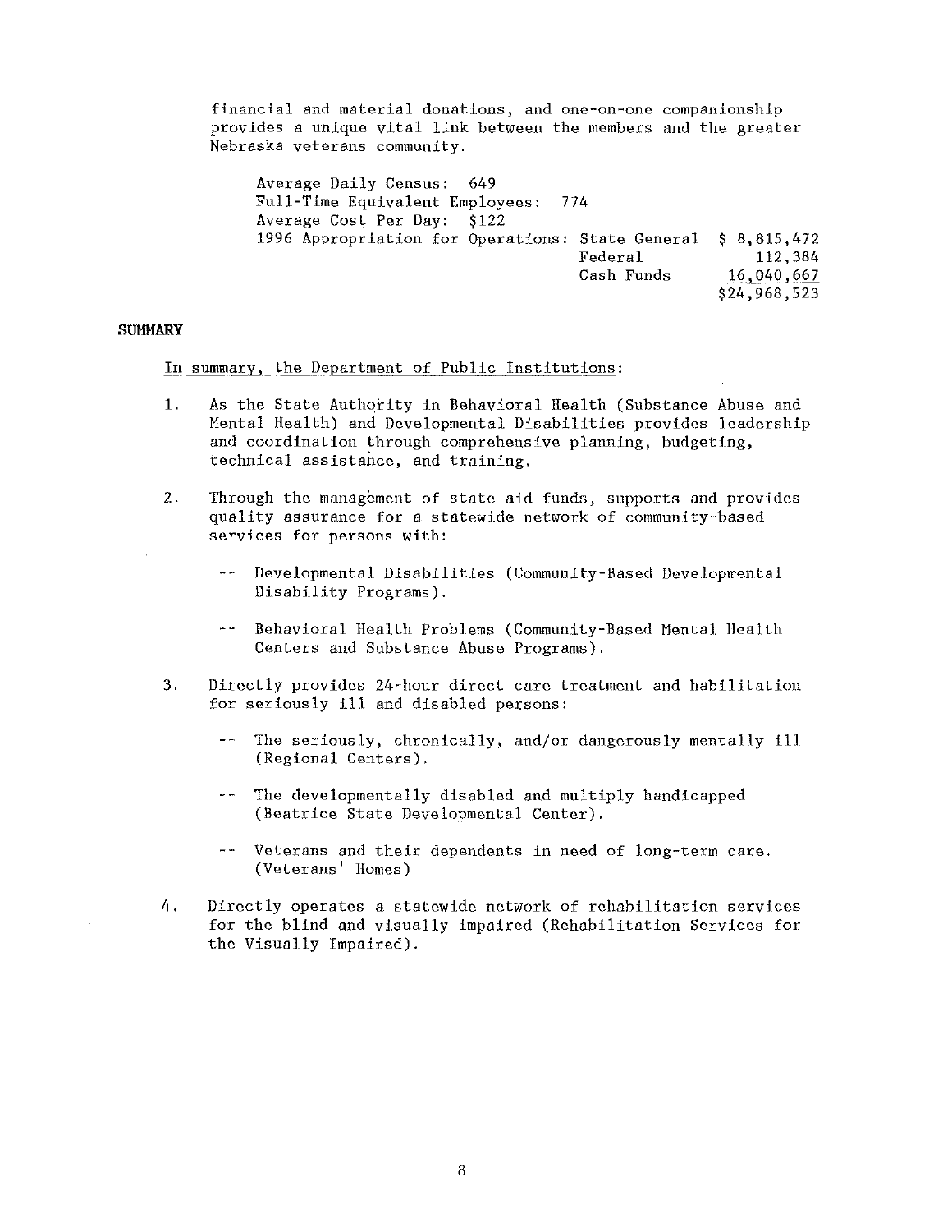financial and material donations, and one-on-one companionship provides a unique vital link between the members and the greater Nebraska veterans community.

Average Daily Census: 649
Full-Time Equivalent Employees: 774
Average Cost Per Day: $122

| | | |
|---|---|---|
| 1996 Appropriation for Operations: | State General | $ 8,815,472 |
| | Federal | 112,384 |
| | Cash Funds | 16,040,667 |
| | | $24,968,523 |

**SUMMARY**

In summary, the Department of Public Institutions:

1. As the State Authority in Behavioral Health (Substance Abuse and Mental Health) and Developmental Disabilities provides leadership and coordination through comprehensive planning, budgeting, technical assistance, and training.

2. Through the management of state aid funds, supports and provides quality assurance for a statewide network of community-based services for persons with:

   -- Developmental Disabilities (Community-Based Developmental Disability Programs).

   -- Behavioral Health Problems (Community-Based Mental Health Centers and Substance Abuse Programs).

3. Directly provides 24-hour direct care treatment and habilitation for seriously ill and disabled persons:

   -- The seriously, chronically, and/or dangerously mentally ill (Regional Centers).

   -- The developmentally disabled and multiply handicapped (Beatrice State Developmental Center).

   -- Veterans and their dependents in need of long-term care. (Veterans' Homes)

4. Directly operates a statewide network of rehabilitation services for the blind and visually impaired (Rehabilitation Services for the Visually Impaired).